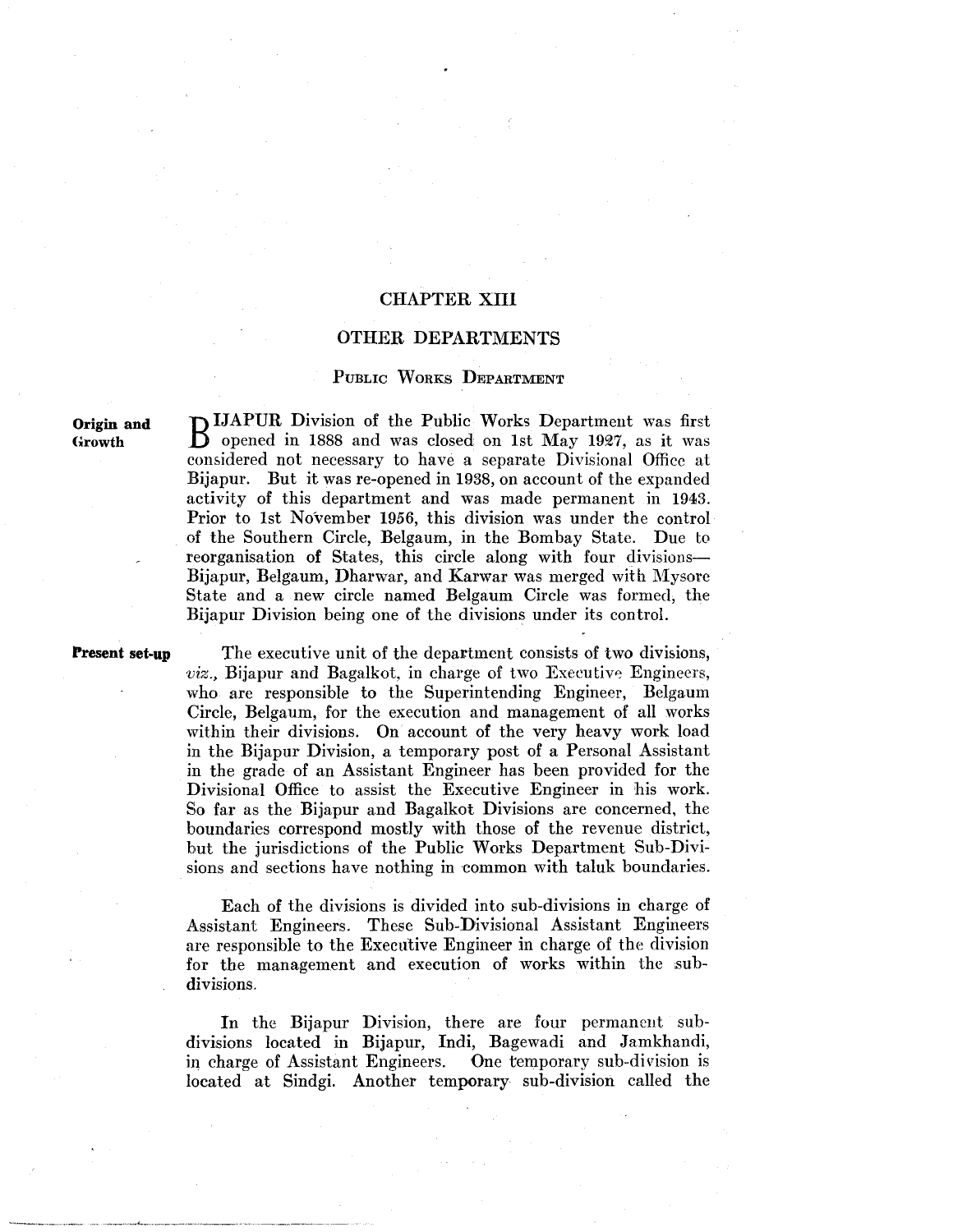# CHAPTER XIII

## OTHER DEPARTMENTS

### Public Works Department

**Origin and Growth**

BIJAPUR Division of the Public Works Department was first opened in 1888 and was closed on 1st May 1927, as it was considered not necessary to have a separate Divisional Office at Bijapur. But it was re-opened in 1938, on account of the expanded activity of this department and was made permanent in 1943. Prior to 1st November 1956, this division was under the control of the Southern Circle, Belgaum, in the Bombay State. Due to reorganisation of States, this circle along with four divisions—Bijapur, Belgaum, Dharwar, and Karwar was merged with Mysore State and a new circle named Belgaum Circle was formed, the Bijapur Division being one of the divisions under its control.

**Present set-up**

The executive unit of the department consists of two divisions, *viz.,* Bijapur and Bagalkot, in charge of two Executive Engineers, who are responsible to the Superintending Engineer, Belgaum Circle, Belgaum, for the execution and management of all works within their divisions. On account of the very heavy work load in the Bijapur Division, a temporary post of a Personal Assistant in the grade of an Assistant Engineer has been provided for the Divisional Office to assist the Executive Engineer in his work. So far as the Bijapur and Bagalkot Divisions are concerned, the boundaries correspond mostly with those of the revenue district, but the jurisdictions of the Public Works Department Sub-Divisions and sections have nothing in common with taluk boundaries.

Each of the divisions is divided into sub-divisions in charge of Assistant Engineers. These Sub-Divisional Assistant Engineers are responsible to the Executive Engineer in charge of the division for the management and execution of works within the sub-divisions.

In the Bijapur Division, there are four permanent sub-divisions located in Bijapur, Indi, Bagewadi and Jamkhandi, in charge of Assistant Engineers. One temporary sub-division is located at Sindgi. Another temporary sub-division called the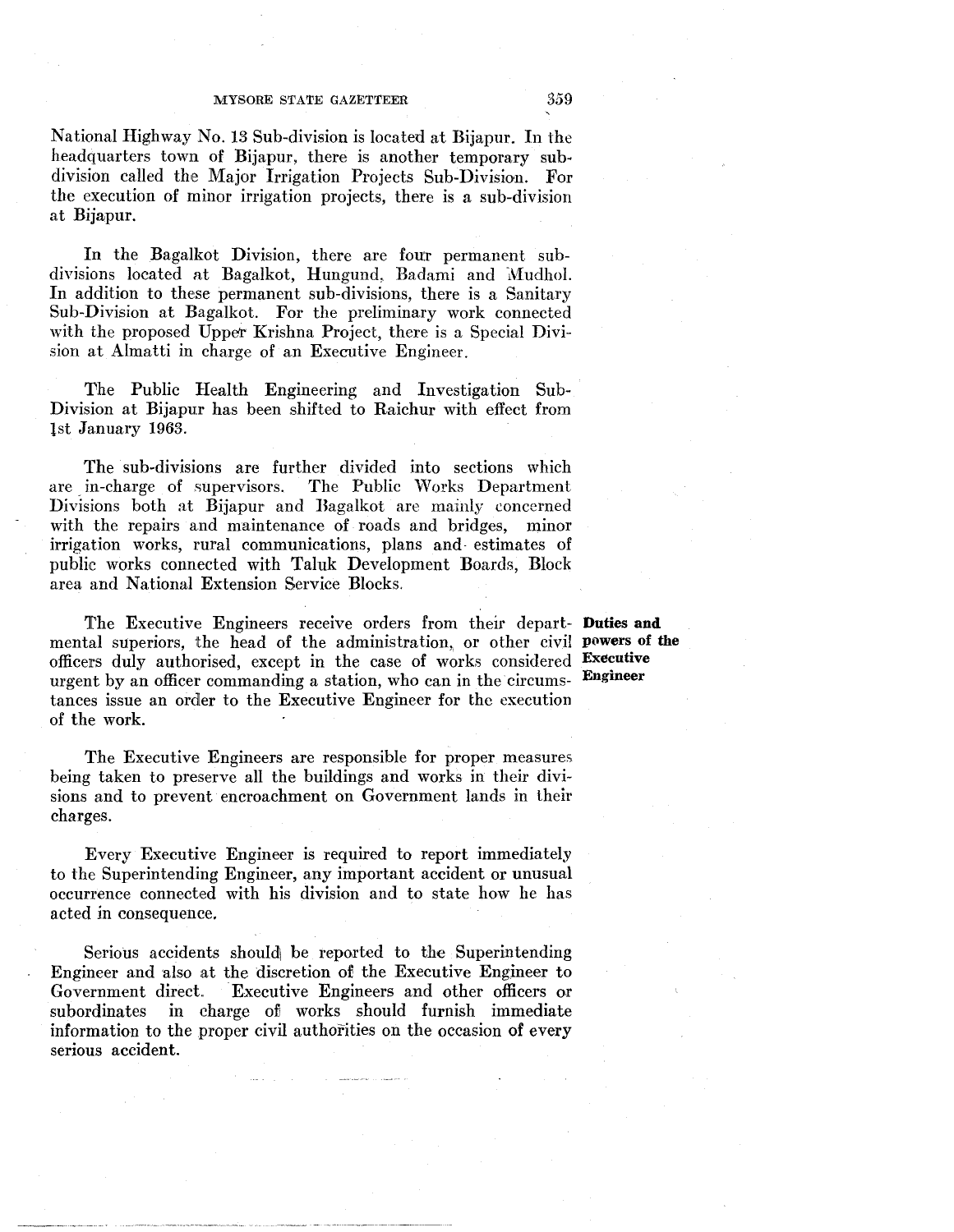National Highway No. 13 Sub-division is located at Bijapur. In the headquarters town of Bijapur, there is another temporary sub-division called the Major Irrigation Projects Sub-Division. For the execution of minor irrigation projects, there is a sub-division at Bijapur.

In the Bagalkot Division, there are four permanent sub-divisions located at Bagalkot, Hungund, Badami and Mudhol. In addition to these permanent sub-divisions, there is a Sanitary Sub-Division at Bagalkot. For the preliminary work connected with the proposed Upper Krishna Project, there is a Special Division at Almatti in charge of an Executive Engineer.

The Public Health Engineering and Investigation Sub-Division at Bijapur has been shifted to Raichur with effect from 1st January 1963.

The sub-divisions are further divided into sections which are in-charge of supervisors. The Public Works Department Divisions both at Bijapur and Bagalkot are mainly concerned with the repairs and maintenance of roads and bridges, minor irrigation works, rural communications, plans and estimates of public works connected with Taluk Development Boards, Block area and National Extension Service Blocks.

**Duties and powers of the Executive Engineer**

The Executive Engineers receive orders from their departmental superiors, the head of the administration, or other civil officers duly authorised, except in the case of works considered urgent by an officer commanding a station, who can in the circumstances issue an order to the Executive Engineer for the execution of the work.

The Executive Engineers are responsible for proper measures being taken to preserve all the buildings and works in their divisions and to prevent encroachment on Government lands in their charges.

Every Executive Engineer is required to report immediately to the Superintending Engineer, any important accident or unusual occurrence connected with his division and to state how he has acted in consequence.

Serious accidents should be reported to the Superintending Engineer and also at the discretion of the Executive Engineer to Government direct. Executive Engineers and other officers or subordinates in charge of works should furnish immediate information to the proper civil authorities on the occasion of every serious accident.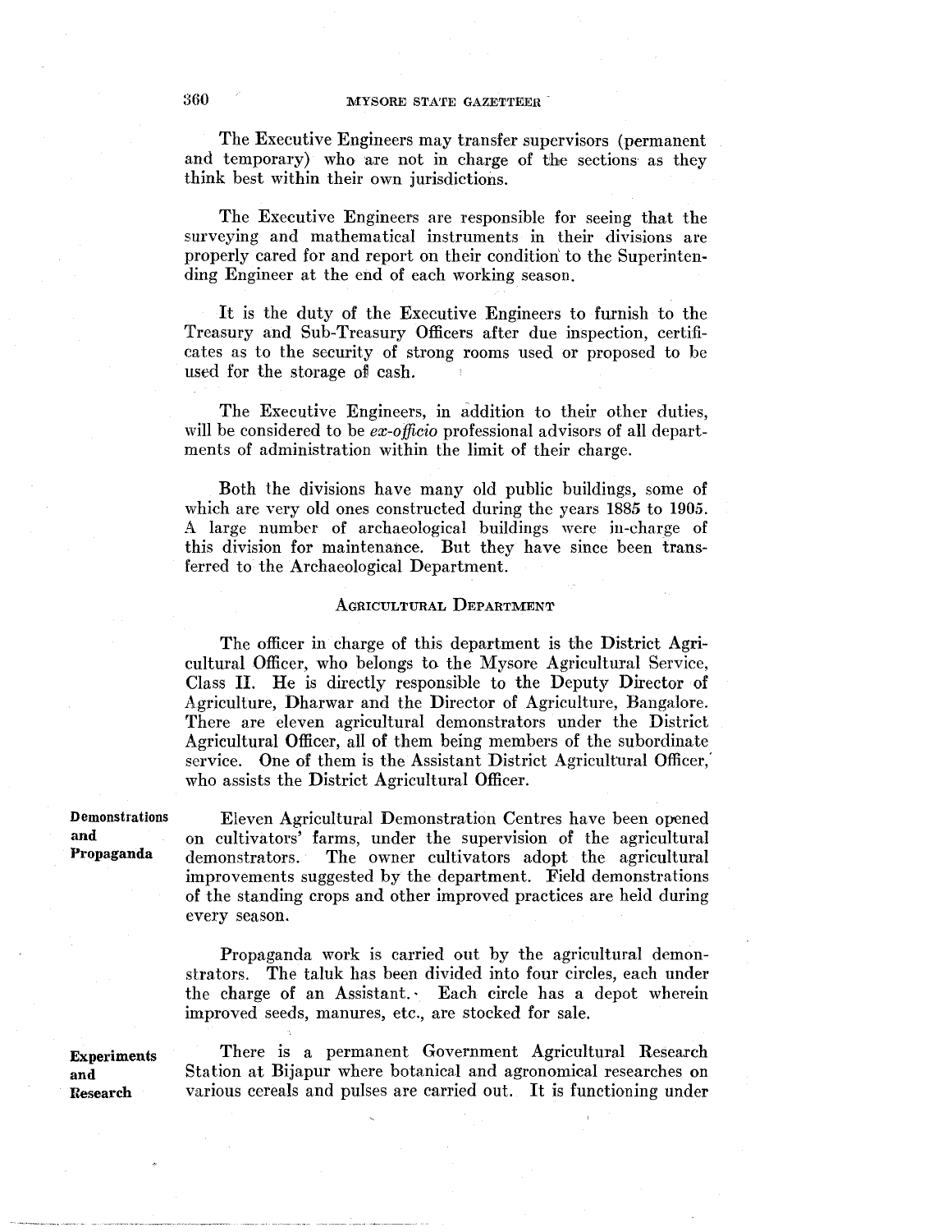The Executive Engineers may transfer supervisors (permanent and temporary) who are not in charge of the sections as they think best within their own jurisdictions.

The Executive Engineers are responsible for seeing that the surveying and mathematical instruments in their divisions are properly cared for and report on their condition to the Superintending Engineer at the end of each working season.

It is the duty of the Executive Engineers to furnish to the Treasury and Sub-Treasury Officers after due inspection, certificates as to the security of strong rooms used or proposed to be used for the storage of cash.

The Executive Engineers, in addition to their other duties, will be considered to be *ex-officio* professional advisors of all departments of administration within the limit of their charge.

Both the divisions have many old public buildings, some of which are very old ones constructed during the years 1885 to 1905. A large number of archaeological buildings were in-charge of this division for maintenance. But they have since been transferred to the Archaeological Department.

## Agricultural Department

The officer in charge of this department is the District Agricultural Officer, who belongs to the Mysore Agricultural Service, Class II. He is directly responsible to the Deputy Director of Agriculture, Dharwar and the Director of Agriculture, Bangalore. There are eleven agricultural demonstrators under the District Agricultural Officer, all of them being members of the subordinate service. One of them is the Assistant District Agricultural Officer, who assists the District Agricultural Officer.

**Demonstrations and Propaganda**

Eleven Agricultural Demonstration Centres have been opened on cultivators' farms, under the supervision of the agricultural demonstrators. The owner cultivators adopt the agricultural improvements suggested by the department. Field demonstrations of the standing crops and other improved practices are held during every season.

Propaganda work is carried out by the agricultural demonstrators. The taluk has been divided into four circles, each under the charge of an Assistant. Each circle has a depot wherein improved seeds, manures, etc., are stocked for sale.

**Experiments and Research**

There is a permanent Government Agricultural Research Station at Bijapur where botanical and agronomical researches on various cereals and pulses are carried out. It is functioning under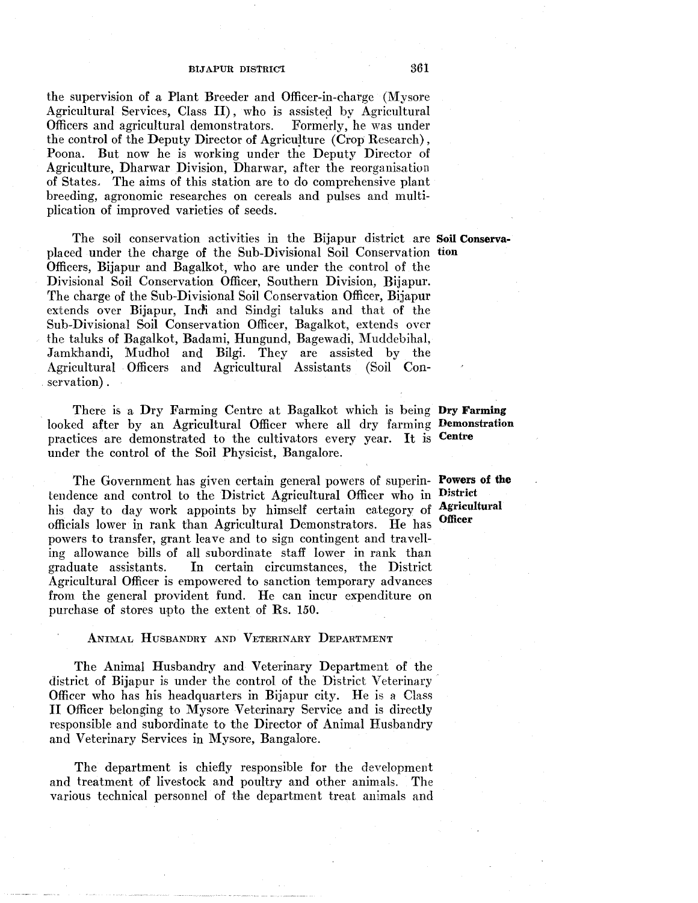the supervision of a Plant Breeder and Officer-in-charge (Mysore Agricultural Services, Class II), who is assisted by Agricultural Officers and agricultural demonstrators. Formerly, he was under the control of the Deputy Director of Agriculture (Crop Research), Poona. But now he is working under the Deputy Director of Agriculture, Dharwar Division, Dharwar, after the reorganisation of States. The aims of this station are to do comprehensive plant breeding, agronomic researches on cereals and pulses and multiplication of improved varieties of seeds.

**Soil Conservation**

The soil conservation activities in the Bijapur district are placed under the charge of the Sub-Divisional Soil Conservation Officers, Bijapur and Bagalkot, who are under the control of the Divisional Soil Conservation Officer, Southern Division, Bijapur. The charge of the Sub-Divisional Soil Conservation Officer, Bijapur extends over Bijapur, Indi and Sindgi taluks and that of the Sub-Divisional Soil Conservation Officer, Bagalkot, extends over the taluks of Bagalkot, Badami, Hungund, Bagewadi, Muddebihal, Jamkhandi, Mudhol and Bilgi. They are assisted by the Agricultural Officers and Agricultural Assistants (Soil Conservation).

**Dry Farming Demonstration Centre**

There is a Dry Farming Centre at Bagalkot which is being looked after by an Agricultural Officer where all dry farming practices are demonstrated to the cultivators every year. It is under the control of the Soil Physicist, Bangalore.

**Powers of the District Agricultural Officer**

The Government has given certain general powers of superintendence and control to the District Agricultural Officer who in his day to day work appoints by himself certain category of officials lower in rank than Agricultural Demonstrators. He has powers to transfer, grant leave and to sign contingent and travelling allowance bills of all subordinate staff lower in rank than graduate assistants. In certain circumstances, the District Agricultural Officer is empowered to sanction temporary advances from the general provident fund. He can incur expenditure on purchase of stores upto the extent of Rs. 150.

## Animal Husbandry and Veterinary Department

The Animal Husbandry and Veterinary Department of the district of Bijapur is under the control of the District Veterinary Officer who has his headquarters in Bijapur city. He is a Class II Officer belonging to Mysore Veterinary Service and is directly responsible and subordinate to the Director of Animal Husbandry and Veterinary Services in Mysore, Bangalore.

The department is chiefly responsible for the development and treatment of livestock and poultry and other animals. The various technical personnel of the department treat animals and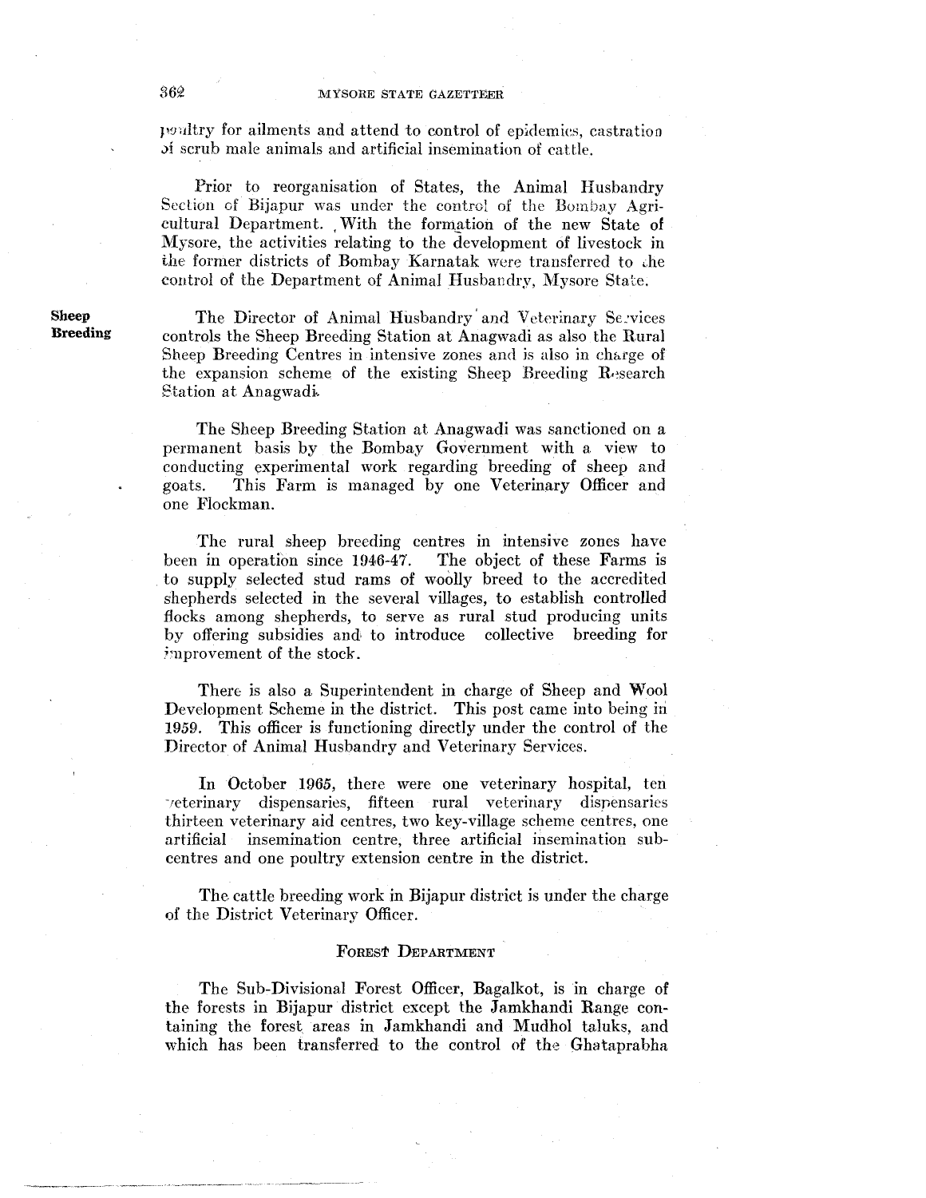poultry for ailments and attend to control of epidemics, castration of scrub male animals and artificial insemination of cattle.

Prior to reorganisation of States, the Animal Husbandry Section of Bijapur was under the control of the Bombay Agricultural Department. With the formation of the new State of Mysore, the activities relating to the development of livestock in the former districts of Bombay Karnatak were transferred to the control of the Department of Animal Husbandry, Mysore State.

**Sheep Breeding**

The Director of Animal Husbandry and Veterinary Services controls the Sheep Breeding Station at Anagwadi as also the Rural Sheep Breeding Centres in intensive zones and is also in charge of the expansion scheme of the existing Sheep Breeding Research Station at Anagwadi.

The Sheep Breeding Station at Anagwadi was sanctioned on a permanent basis by the Bombay Government with a view to conducting experimental work regarding breeding of sheep and goats. This Farm is managed by one Veterinary Officer and one Flockman.

The rural sheep breeding centres in intensive zones have been in operation since 1946-47. The object of these Farms is to supply selected stud rams of woolly breed to the accredited shepherds selected in the several villages, to establish controlled flocks among shepherds, to serve as rural stud producing units by offering subsidies and to introduce collective breeding for improvement of the stock.

There is also a Superintendent in charge of Sheep and Wool Development Scheme in the district. This post came into being in 1959. This officer is functioning directly under the control of the Director of Animal Husbandry and Veterinary Services.

In October 1965, there were one veterinary hospital, ten veterinary dispensaries, fifteen rural veterinary dispensaries thirteen veterinary aid centres, two key-village scheme centres, one artificial insemination centre, three artificial insemination sub-centres and one poultry extension centre in the district.

The cattle breeding work in Bijapur district is under the charge of the District Veterinary Officer.

## FOREST DEPARTMENT

The Sub-Divisional Forest Officer, Bagalkot, is in charge of the forests in Bijapur district except the Jamkhandi Range containing the forest areas in Jamkhandi and Mudhol taluks, and which has been transferred to the control of the Ghataprabha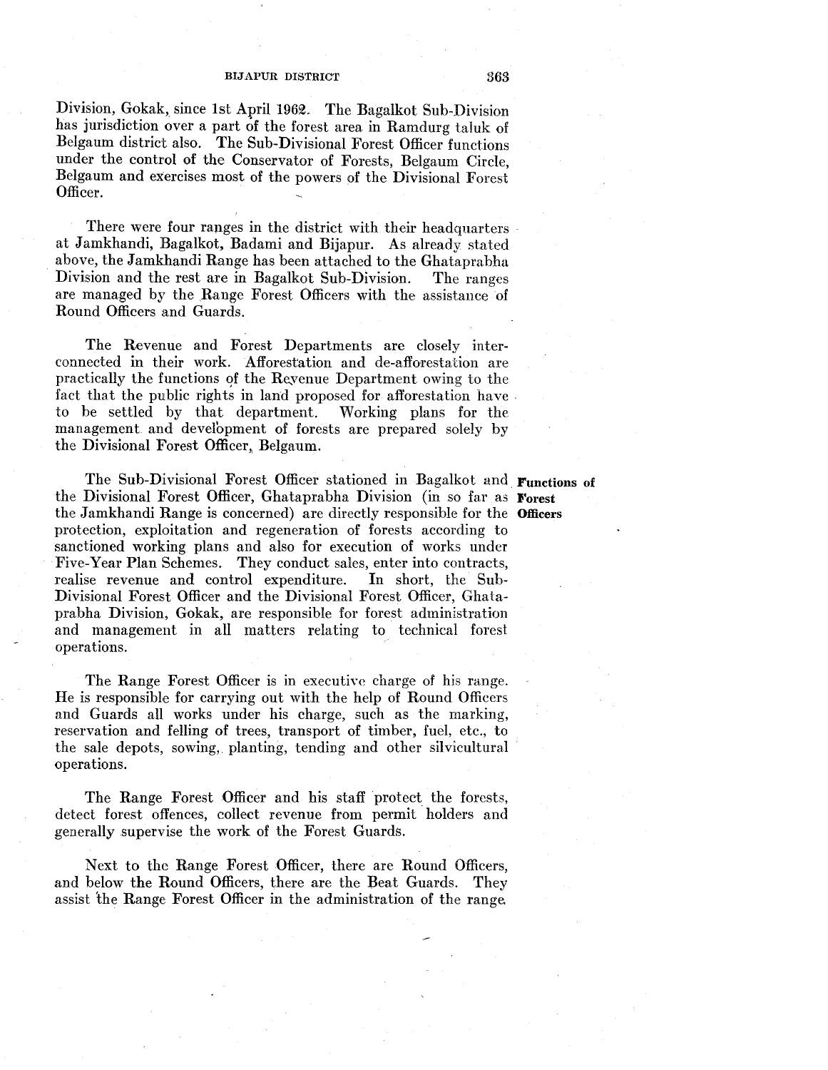Division, Gokak, since 1st April 1962. The Bagalkot Sub-Division has jurisdiction over a part of the forest area in Ramdurg taluk of Belgaum district also. The Sub-Divisional Forest Officer functions under the control of the Conservator of Forests, Belgaum Circle, Belgaum and exercises most of the powers of the Divisional Forest Officer.

There were four ranges in the district with their headquarters at Jamkhandi, Bagalkot, Badami and Bijapur. As already stated above, the Jamkhandi Range has been attached to the Ghataprabha Division and the rest are in Bagalkot Sub-Division. The ranges are managed by the Range Forest Officers with the assistance of Round Officers and Guards.

The Revenue and Forest Departments are closely interconnected in their work. Afforestation and de-afforestation are practically the functions of the Revenue Department owing to the fact that the public rights in land proposed for afforestation have to be settled by that department. Working plans for the management and development of forests are prepared solely by the Divisional Forest Officer, Belgaum.

**Functions of Forest Officers**

The Sub-Divisional Forest Officer stationed in Bagalkot and the Divisional Forest Officer, Ghataprabha Division (in so far as the Jamkhandi Range is concerned) are directly responsible for the protection, exploitation and regeneration of forests according to sanctioned working plans and also for execution of works under Five-Year Plan Schemes. They conduct sales, enter into contracts, realise revenue and control expenditure. In short, the Sub-Divisional Forest Officer and the Divisional Forest Officer, Ghataprabha Division, Gokak, are responsible for forest administration and management in all matters relating to technical forest operations.

The Range Forest Officer is in executive charge of his range. He is responsible for carrying out with the help of Round Officers and Guards all works under his charge, such as the marking, reservation and felling of trees, transport of timber, fuel, etc., to the sale depots, sowing, planting, tending and other silvicultural operations.

The Range Forest Officer and his staff protect the forests, detect forest offences, collect revenue from permit holders and generally supervise the work of the Forest Guards.

Next to the Range Forest Officer, there are Round Officers, and below the Round Officers, there are the Beat Guards. They assist the Range Forest Officer in the administration of the range.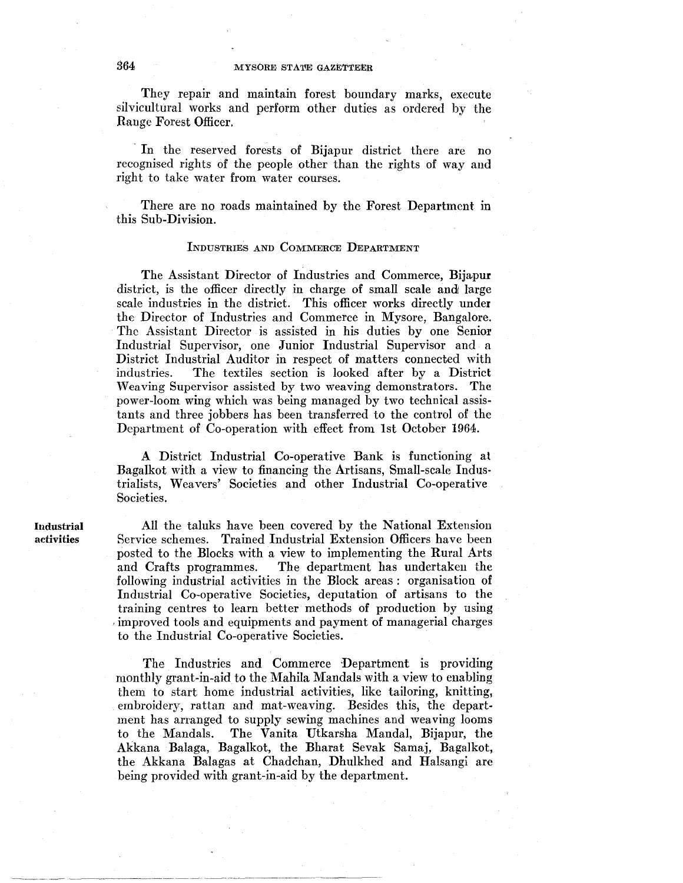They repair and maintain forest boundary marks, execute silvicultural works and perform other duties as ordered by the Range Forest Officer.

In the reserved forests of Bijapur district there are no recognised rights of the people other than the rights of way and right to take water from water courses.

There are no roads maintained by the Forest Department in this Sub-Division.

## Industries and Commerce Department

The Assistant Director of Industries and Commerce, Bijapur district, is the officer directly in charge of small scale and large scale industries in the district. This officer works directly under the Director of Industries and Commerce in Mysore, Bangalore. The Assistant Director is assisted in his duties by one Senior Industrial Supervisor, one Junior Industrial Supervisor and a District Industrial Auditor in respect of matters connected with industries. The textiles section is looked after by a District Weaving Supervisor assisted by two weaving demonstrators. The power-loom wing which was being managed by two technical assistants and three jobbers has been transferred to the control of the Department of Co-operation with effect from 1st October 1964.

A District Industrial Co-operative Bank is functioning at Bagalkot with a view to financing the Artisans, Small-scale Industrialists, Weavers' Societies and other Industrial Co-operative Societies.

**Industrial activities**

All the taluks have been covered by the National Extension Service schemes. Trained Industrial Extension Officers have been posted to the Blocks with a view to implementing the Rural Arts and Crafts programmes. The department has undertaken the following industrial activities in the Block areas: organisation of Industrial Co-operative Societies, deputation of artisans to the training centres to learn better methods of production by using improved tools and equipments and payment of managerial charges to the Industrial Co-operative Societies.

The Industries and Commerce Department is providing monthly grant-in-aid to the Mahila Mandals with a view to enabling them to start home industrial activities, like tailoring, knitting, embroidery, rattan and mat-weaving. Besides this, the department has arranged to supply sewing machines and weaving looms to the Mandals. The Vanita Utkarsha Mandal, Bijapur, the Akkana Balaga, Bagalkot, the Bharat Sevak Samaj, Bagalkot, the Akkana Balagas at Chadchan, Dhulkhed and Halsangi are being provided with grant-in-aid by the department.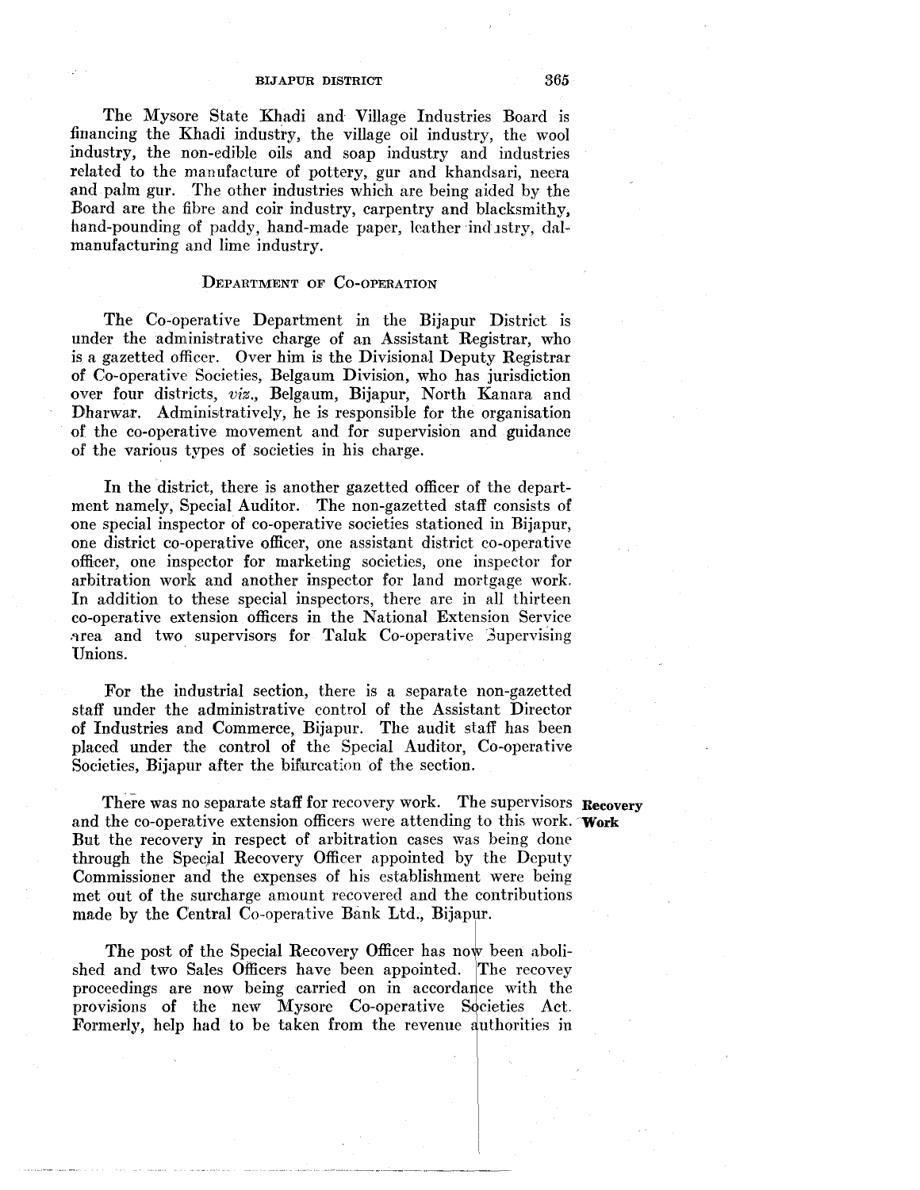The Mysore State Khadi and Village Industries Board is financing the Khadi industry, the village oil industry, the wool industry, the non-edible oils and soap industry and industries related to the manufacture of pottery, gur and khandsari, neera and palm gur. The other industries which are being aided by the Board are the fibre and coir industry, carpentry and blacksmithy, hand-pounding of paddy, hand-made paper, leather industry, dal-manufacturing and lime industry.

## DEPARTMENT OF CO-OPERATION

The Co-operative Department in the Bijapur District is under the administrative charge of an Assistant Registrar, who is a gazetted officer. Over him is the Divisional Deputy Registrar of Co-operative Societies, Belgaum Division, who has jurisdiction over four districts, *viz.*, Belgaum, Bijapur, North Kanara and Dharwar. Administratively, he is responsible for the organisation of the co-operative movement and for supervision and guidance of the various types of societies in his charge.

In the district, there is another gazetted officer of the department namely, Special Auditor. The non-gazetted staff consists of one special inspector of co-operative societies stationed in Bijapur, one district co-operative officer, one assistant district co-operative officer, one inspector for marketing societies, one inspector for arbitration work and another inspector for land mortgage work. In addition to these special inspectors, there are in all thirteen co-operative extension officers in the National Extension Service area and two supervisors for Taluk Co-operative Supervising Unions.

For the industrial section, there is a separate non-gazetted staff under the administrative control of the Assistant Director of Industries and Commerce, Bijapur. The audit staff has been placed under the control of the Special Auditor, Co-operative Societies, Bijapur after the bifurcation of the section.

**Recovery Work**

There was no separate staff for recovery work. The supervisors and the co-operative extension officers were attending to this work. But the recovery in respect of arbitration cases was being done through the Special Recovery Officer appointed by the Deputy Commissioner and the expenses of his establishment were being met out of the surcharge amount recovered and the contributions made by the Central Co-operative Bank Ltd., Bijapur.

The post of the Special Recovery Officer has now been abolished and two Sales Officers have been appointed. The recovey proceedings are now being carried on in accordance with the provisions of the new Mysore Co-operative Societies Act. Formerly, help had to be taken from the revenue authorities in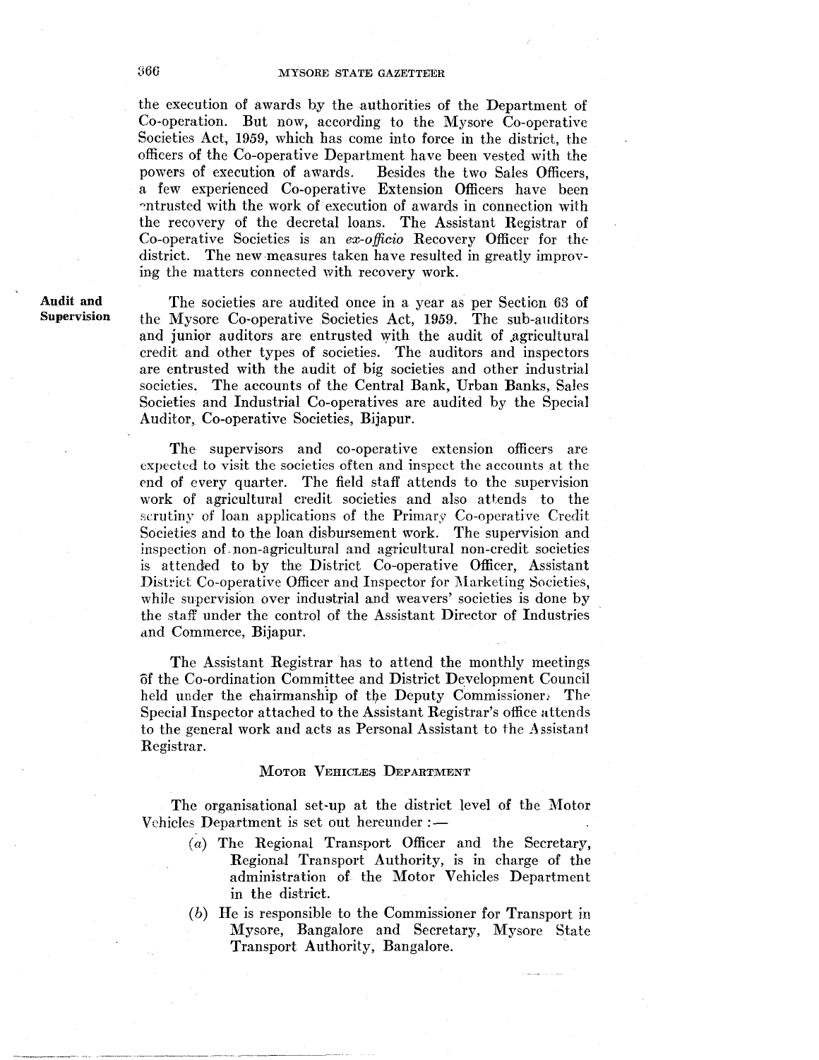the execution of awards by the authorities of the Department of Co-operation. But now, according to the Mysore Co-operative Societies Act, 1959, which has come into force in the district, the officers of the Co-operative Department have been vested with the powers of execution of awards. Besides the two Sales Officers, a few experienced Co-operative Extension Officers have been entrusted with the work of execution of awards in connection with the recovery of the decretal loans. The Assistant Registrar of Co-operative Societies is an *ex-officio* Recovery Officer for the district. The new measures taken have resulted in greatly improving the matters connected with recovery work.

**Audit and Supervision**

The societies are audited once in a year as per Section 63 of the Mysore Co-operative Societies Act, 1959. The sub-auditors and junior auditors are entrusted with the audit of agricultural credit and other types of societies. The auditors and inspectors are entrusted with the audit of big societies and other industrial societies. The accounts of the Central Bank, Urban Banks, Sales Societies and Industrial Co-operatives are audited by the Special Auditor, Co-operative Societies, Bijapur.

The supervisors and co-operative extension officers are expected to visit the societies often and inspect the accounts at the end of every quarter. The field staff attends to the supervision work of agricultural credit societies and also attends to the scrutiny of loan applications of the Primary Co-operative Credit Societies and to the loan disbursement work. The supervision and inspection of non-agricultural and agricultural non-credit societies is attended to by the District Co-operative Officer, Assistant District Co-operative Officer and Inspector for Marketing Societies, while supervision over industrial and weavers' societies is done by the staff under the control of the Assistant Director of Industries and Commerce, Bijapur.

The Assistant Registrar has to attend the monthly meetings of the Co-ordination Committee and District Development Council held under the chairmanship of the Deputy Commissioner. The Special Inspector attached to the Assistant Registrar's office attends to the general work and acts as Personal Assistant to the Assistant Registrar.

## Motor Vehicles Department

The organisational set-up at the district level of the Motor Vehicles Department is set out hereunder :—

(*a*) The Regional Transport Officer and the Secretary, Regional Transport Authority, is in charge of the administration of the Motor Vehicles Department in the district.

(*b*) He is responsible to the Commissioner for Transport in Mysore, Bangalore and Secretary, Mysore State Transport Authority, Bangalore.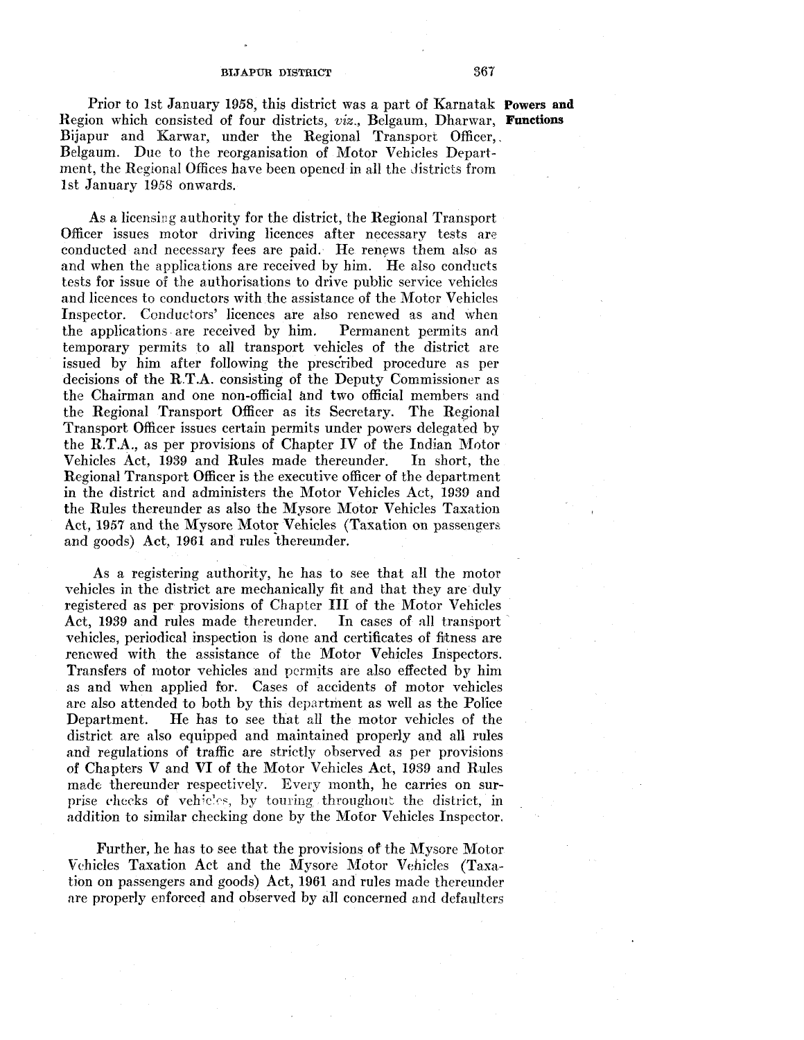**Powers and Functions**

Prior to 1st January 1958, this district was a part of Karnatak Region which consisted of four districts, *viz.*, Belgaum, Dharwar, Bijapur and Karwar, under the Regional Transport Officer, Belgaum. Due to the reorganisation of Motor Vehicles Department, the Regional Offices have been opened in all the districts from 1st January 1958 onwards.

As a licensing authority for the district, the Regional Transport Officer issues motor driving licences after necessary tests are conducted and necessary fees are paid. He renews them also as and when the applications are received by him. He also conducts tests for issue of the authorisations to drive public service vehicles and licences to conductors with the assistance of the Motor Vehicles Inspector. Conductors' licences are also renewed as and when the applications are received by him. Permanent permits and temporary permits to all transport vehicles of the district are issued by him after following the prescribed procedure as per decisions of the R.T.A. consisting of the Deputy Commissioner as the Chairman and one non-official and two official members and the Regional Transport Officer as its Secretary. The Regional Transport Officer issues certain permits under powers delegated by the R.T.A., as per provisions of Chapter IV of the Indian Motor Vehicles Act, 1939 and Rules made thereunder. In short, the Regional Transport Officer is the executive officer of the department in the district and administers the Motor Vehicles Act, 1939 and the Rules thereunder as also the Mysore Motor Vehicles Taxation Act, 1957 and the Mysore Motor Vehicles (Taxation on passengers and goods) Act, 1961 and rules thereunder.

As a registering authority, he has to see that all the motor vehicles in the district are mechanically fit and that they are duly registered as per provisions of Chapter III of the Motor Vehicles Act, 1939 and rules made thereunder. In cases of all transport vehicles, periodical inspection is done and certificates of fitness are renewed with the assistance of the Motor Vehicles Inspectors. Transfers of motor vehicles and permits are also effected by him as and when applied for. Cases of accidents of motor vehicles are also attended to both by this department as well as the Police Department. He has to see that all the motor vehicles of the district are also equipped and maintained properly and all rules and regulations of traffic are strictly observed as per provisions of Chapters V and VI of the Motor Vehicles Act, 1939 and Rules made thereunder respectively. Every month, he carries on surprise checks of vehicles, by touring throughout the district, in addition to similar checking done by the Motor Vehicles Inspector.

Further, he has to see that the provisions of the Mysore Motor Vehicles Taxation Act and the Mysore Motor Vehicles (Taxation on passengers and goods) Act, 1961 and rules made thereunder are properly enforced and observed by all concerned and defaulters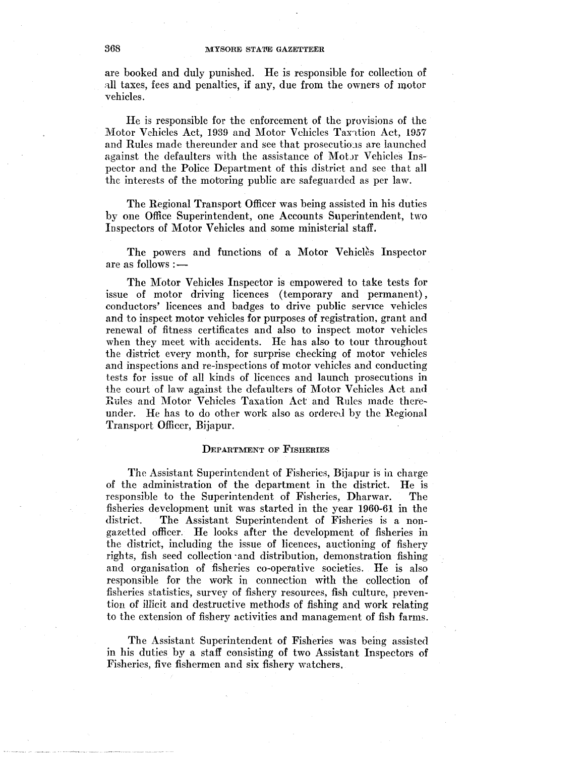are booked and duly punished. He is responsible for collection of all taxes, fees and penalties, if any, due from the owners of motor vehicles.

He is responsible for the enforcement of the provisions of the Motor Vehicles Act, 1939 and Motor Vehicles Taxation Act, 1957 and Rules made thereunder and see that prosecutions are launched against the defaulters with the assistance of Motor Vehicles Inspector and the Police Department of this district and see that all the interests of the motoring public are safeguarded as per law.

The Regional Transport Officer was being assisted in his duties by one Office Superintendent, one Accounts Superintendent, two Inspectors of Motor Vehicles and some ministerial staff.

The powers and functions of a Motor Vehicles Inspector are as follows :—

The Motor Vehicles Inspector is empowered to take tests for issue of motor driving licences (temporary and permanent), conductors' licences and badges to drive public service vehicles and to inspect motor vehicles for purposes of registration, grant and renewal of fitness certificates and also to inspect motor vehicles when they meet with accidents. He has also to tour throughout the district every month, for surprise checking of motor vehicles and inspections and re-inspections of motor vehicles and conducting tests for issue of all kinds of licences and launch prosecutions in the court of law against the defaulters of Motor Vehicles Act and Rules and Motor Vehicles Taxation Act and Rules made thereunder. He has to do other work also as ordered by the Regional Transport Officer, Bijapur.

### DEPARTMENT OF FISHERIES

The Assistant Superintendent of Fisheries, Bijapur is in charge of the administration of the department in the district. He is responsible to the Superintendent of Fisheries, Dharwar. The fisheries development unit was started in the year 1960-61 in the district. The Assistant Superintendent of Fisheries is a non-gazetted officer. He looks after the development of fisheries in the district, including the issue of licences, auctioning of fishery rights, fish seed collection and distribution, demonstration fishing and organisation of fisheries co-operative societies. He is also responsible for the work in connection with the collection of fisheries statistics, survey of fishery resources, fish culture, prevention of illicit and destructive methods of fishing and work relating to the extension of fishery activities and management of fish farms.

The Assistant Superintendent of Fisheries was being assisted in his duties by a staff consisting of two Assistant Inspectors of Fisheries, five fishermen and six fishery watchers.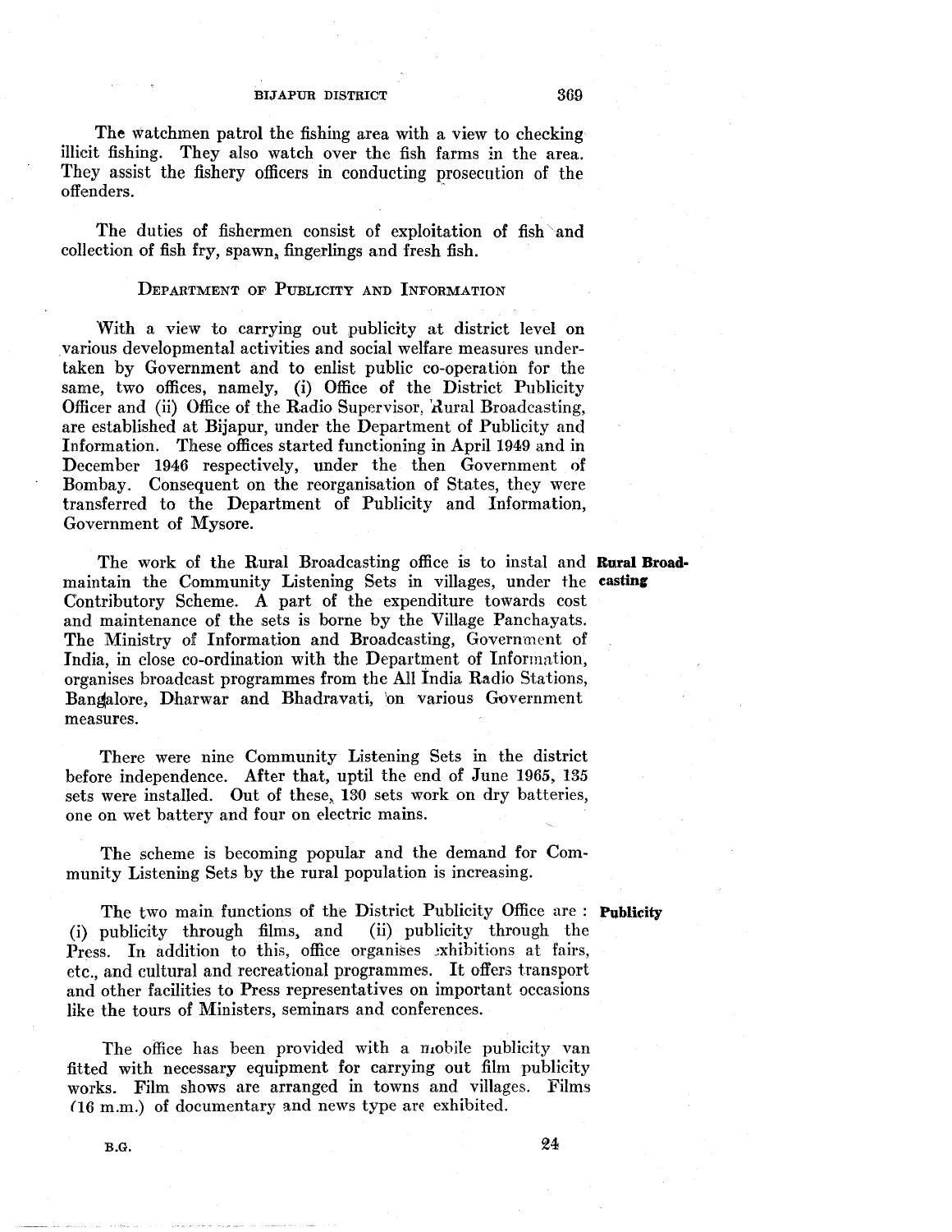The watchmen patrol the fishing area with a view to checking illicit fishing. They also watch over the fish farms in the area. They assist the fishery officers in conducting prosecution of the offenders.

The duties of fishermen consist of exploitation of fish and collection of fish fry, spawn, fingerlings and fresh fish.

## Department of Publicity and Information

With a view to carrying out publicity at district level on various developmental activities and social welfare measures undertaken by Government and to enlist public co-operation for the same, two offices, namely, (i) Office of the District Publicity Officer and (ii) Office of the Radio Supervisor, Rural Broadcasting, are established at Bijapur, under the Department of Publicity and Information. These offices started functioning in April 1949 and in December 1946 respectively, under the then Government of Bombay. Consequent on the reorganisation of States, they were transferred to the Department of Publicity and Information, Government of Mysore.

**Rural Broadcasting**

The work of the Rural Broadcasting office is to instal and maintain the Community Listening Sets in villages, under the Contributory Scheme. A part of the expenditure towards cost and maintenance of the sets is borne by the Village Panchayats. The Ministry of Information and Broadcasting, Government of India, in close co-ordination with the Department of Information, organises broadcast programmes from the All India Radio Stations, Bangalore, Dharwar and Bhadravati, on various Government measures.

There were nine Community Listening Sets in the district before independence. After that, uptil the end of June 1965, 135 sets were installed. Out of these, 130 sets work on dry batteries, one on wet battery and four on electric mains.

The scheme is becoming popular and the demand for Community Listening Sets by the rural population is increasing.

**Publicity**

The two main functions of the District Publicity Office are : (i) publicity through films, and (ii) publicity through the Press. In addition to this, office organises exhibitions at fairs, etc., and cultural and recreational programmes. It offers transport and other facilities to Press representatives on important occasions like the tours of Ministers, seminars and conferences.

The office has been provided with a mobile publicity van fitted with necessary equipment for carrying out film publicity works. Film shows are arranged in towns and villages. Films (16 m.m.) of documentary and news type are exhibited.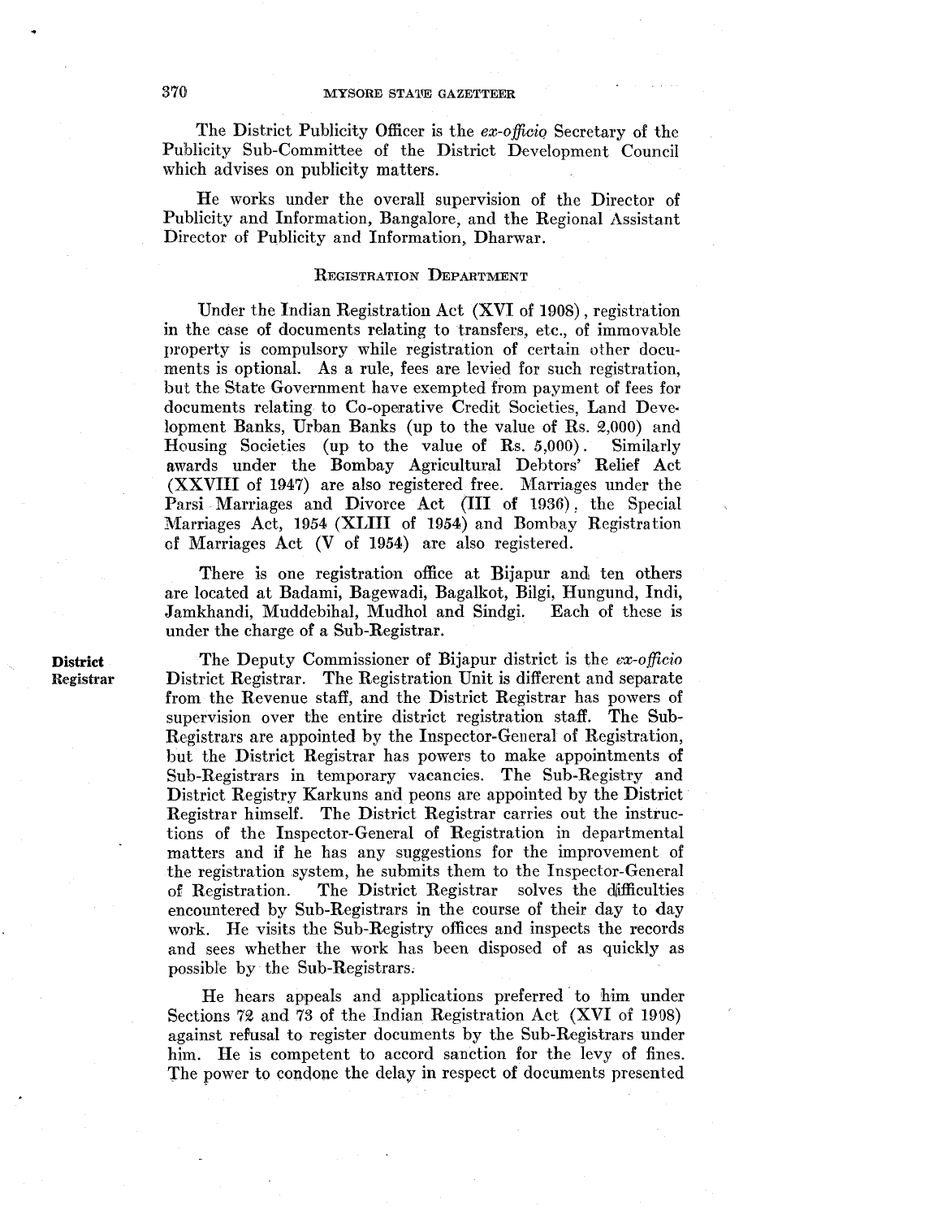The District Publicity Officer is the *ex-officio* Secretary of the Publicity Sub-Committee of the District Development Council which advises on publicity matters.

He works under the overall supervision of the Director of Publicity and Information, Bangalore, and the Regional Assistant Director of Publicity and Information, Dharwar.

## REGISTRATION DEPARTMENT

Under the Indian Registration Act (XVI of 1908), registration in the case of documents relating to transfers, etc., of immovable property is compulsory while registration of certain other documents is optional. As a rule, fees are levied for such registration, but the State Government have exempted from payment of fees for documents relating to Co-operative Credit Societies, Land Development Banks, Urban Banks (up to the value of Rs. 2,000) and Housing Societies (up to the value of Rs. 5,000). Similarly awards under the Bombay Agricultural Debtors' Relief Act (XXVIII of 1947) are also registered free. Marriages under the Parsi Marriages and Divorce Act (III of 1936), the Special Marriages Act, 1954 (XLIII of 1954) and Bombay Registration of Marriages Act (V of 1954) are also registered.

There is one registration office at Bijapur and ten others are located at Badami, Bagewadi, Bagalkot, Bilgi, Hungund, Indi, Jamkhandi, Muddebihal, Mudhol and Sindgi. Each of these is under the charge of a Sub-Registrar.

**District Registrar**

The Deputy Commissioner of Bijapur district is the *ex-officio* District Registrar. The Registration Unit is different and separate from the Revenue staff, and the District Registrar has powers of supervision over the entire district registration staff. The Sub-Registrars are appointed by the Inspector-General of Registration, but the District Registrar has powers to make appointments of Sub-Registrars in temporary vacancies. The Sub-Registry and District Registry Karkuns and peons are appointed by the District Registrar himself. The District Registrar carries out the instructions of the Inspector-General of Registration in departmental matters and if he has any suggestions for the improvement of the registration system, he submits them to the Inspector-General of Registration. The District Registrar solves the difficulties encountered by Sub-Registrars in the course of their day to day work. He visits the Sub-Registry offices and inspects the records and sees whether the work has been disposed of as quickly as possible by the Sub-Registrars.

He hears appeals and applications preferred to him under Sections 72 and 73 of the Indian Registration Act (XVI of 1908) against refusal to register documents by the Sub-Registrars under him. He is competent to accord sanction for the levy of fines. The power to condone the delay in respect of documents presented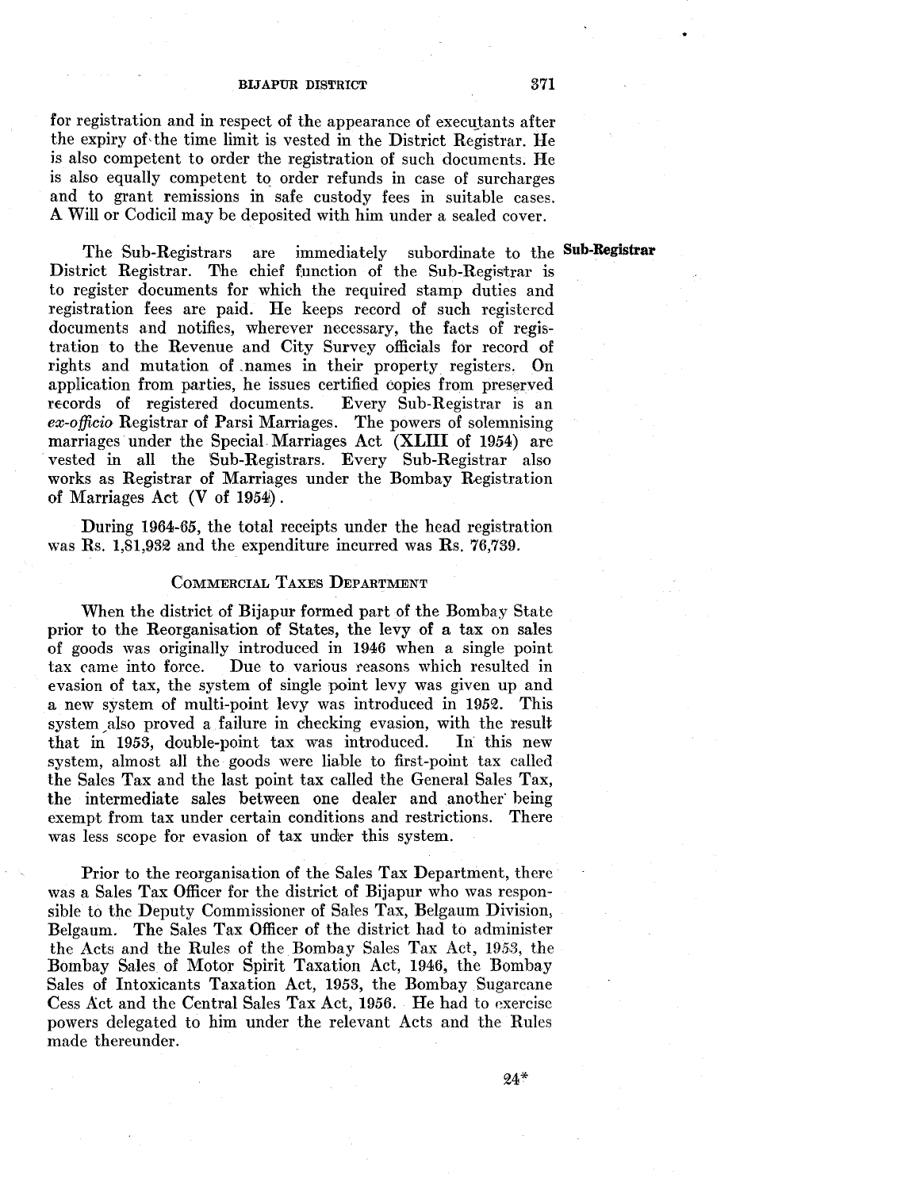for registration and in respect of the appearance of executants after the expiry of the time limit is vested in the District Registrar. He is also competent to order the registration of such documents. He is also equally competent to order refunds in case of surcharges and to grant remissions in safe custody fees in suitable cases. A Will or Codicil may be deposited with him under a sealed cover.

**Sub-Registrar**

The Sub-Registrars are immediately subordinate to the District Registrar. The chief function of the Sub-Registrar is to register documents for which the required stamp duties and registration fees are paid. He keeps record of such registered documents and notifies, wherever necessary, the facts of registration to the Revenue and City Survey officials for record of rights and mutation of names in their property registers. On application from parties, he issues certified copies from preserved records of registered documents. Every Sub-Registrar is an *ex-officio* Registrar of Parsi Marriages. The powers of solemnising marriages under the Special Marriages Act (XLIII of 1954) are vested in all the Sub-Registrars. Every Sub-Registrar also works as Registrar of Marriages under the Bombay Registration of Marriages Act (V of 1954).

During 1964-65, the total receipts under the head registration was Rs. 1,81,932 and the expenditure incurred was Rs. 76,739.

## COMMERCIAL TAXES DEPARTMENT

When the district of Bijapur formed part of the Bombay State prior to the Reorganisation of States, the levy of a tax on sales of goods was originally introduced in 1946 when a single point tax came into force. Due to various reasons which resulted in evasion of tax, the system of single point levy was given up and a new system of multi-point levy was introduced in 1952. This system also proved a failure in checking evasion, with the result that in 1953, double-point tax was introduced. In this new system, almost all the goods were liable to first-point tax called the Sales Tax and the last point tax called the General Sales Tax, the intermediate sales between one dealer and another being exempt from tax under certain conditions and restrictions. There was less scope for evasion of tax under this system.

Prior to the reorganisation of the Sales Tax Department, there was a Sales Tax Officer for the district of Bijapur who was responsible to the Deputy Commissioner of Sales Tax, Belgaum Division, Belgaum. The Sales Tax Officer of the district had to administer the Acts and the Rules of the Bombay Sales Tax Act, 1953, the Bombay Sales of Motor Spirit Taxation Act, 1946, the Bombay Sales of Intoxicants Taxation Act, 1953, the Bombay Sugarcane Cess Act and the Central Sales Tax Act, 1956. He had to exercise powers delegated to him under the relevant Acts and the Rules made thereunder.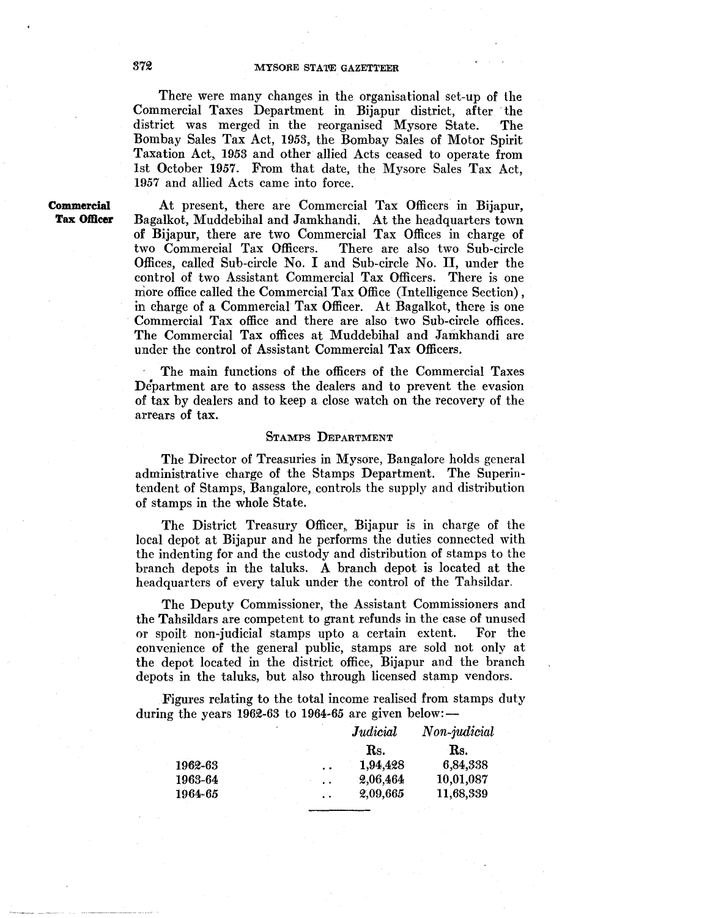There were many changes in the organisational set-up of the Commercial Taxes Department in Bijapur district, after the district was merged in the reorganised Mysore State. The Bombay Sales Tax Act, 1953, the Bombay Sales of Motor Spirit Taxation Act, 1953 and other allied Acts ceased to operate from 1st October 1957. From that date, the Mysore Sales Tax Act, 1957 and allied Acts came into force.

**Commercial Tax Officer**

At present, there are Commercial Tax Officers in Bijapur, Bagalkot, Muddebihal and Jamkhandi. At the headquarters town of Bijapur, there are two Commercial Tax Offices in charge of two Commercial Tax Officers. There are also two Sub-circle Offices, called Sub-circle No. I and Sub-circle No. II, under the control of two Assistant Commercial Tax Officers. There is one more office called the Commercial Tax Office (Intelligence Section), in charge of a Commercial Tax Officer. At Bagalkot, there is one Commercial Tax office and there are also two Sub-circle offices. The Commercial Tax offices at Muddebihal and Jamkhandi are under the control of Assistant Commercial Tax Officers.

The main functions of the officers of the Commercial Taxes Department are to assess the dealers and to prevent the evasion of tax by dealers and to keep a close watch on the recovery of the arrears of tax.

## Stamps Department

The Director of Treasuries in Mysore, Bangalore holds general administrative charge of the Stamps Department. The Superintendent of Stamps, Bangalore, controls the supply and distribution of stamps in the whole State.

The District Treasury Officer, Bijapur is in charge of the local depot at Bijapur and he performs the duties connected with the indenting for and the custody and distribution of stamps to the branch depots in the taluks. A branch depot is located at the headquarters of every taluk under the control of the Tahsildar.

The Deputy Commissioner, the Assistant Commissioners and the Tahsildars are competent to grant refunds in the case of unused or spoilt non-judicial stamps upto a certain extent. For the convenience of the general public, stamps are sold not only at the depot located in the district office, Bijapur and the branch depots in the taluks, but also through licensed stamp vendors.

Figures relating to the total income realised from stamps duty during the years 1962-63 to 1964-65 are given below:—

| | *Judicial* | *Non-judicial* |
|---|---|---|
| | Rs. | Rs. |
| 1962-63 | 1,94,428 | 6,84,338 |
| 1963-64 | 2,06,464 | 10,01,087 |
| 1964-65 | 2,09,665 | 11,68,339 |